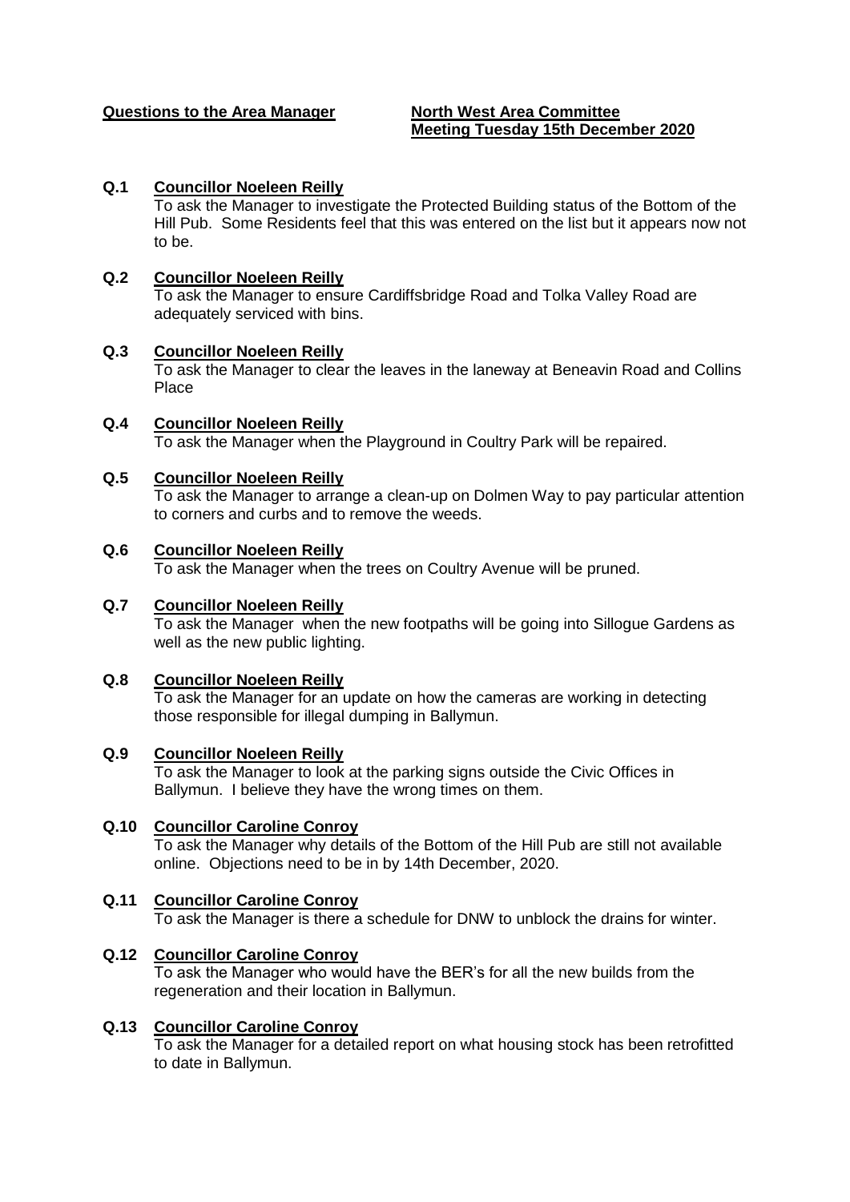**Questions to the Area Manager** **North West Area Committee**
**Meeting Tuesday 15th December 2020**

**Q.1 Councillor Noeleen Reilly**
To ask the Manager to investigate the Protected Building status of the Bottom of the Hill Pub. Some Residents feel that this was entered on the list but it appears now not to be.

**Q.2 Councillor Noeleen Reilly**
To ask the Manager to ensure Cardiffsbridge Road and Tolka Valley Road are adequately serviced with bins.

**Q.3 Councillor Noeleen Reilly**
To ask the Manager to clear the leaves in the laneway at Beneavin Road and Collins Place

**Q.4 Councillor Noeleen Reilly**
To ask the Manager when the Playground in Coultry Park will be repaired.

**Q.5 Councillor Noeleen Reilly**
To ask the Manager to arrange a clean-up on Dolmen Way to pay particular attention to corners and curbs and to remove the weeds.

**Q.6 Councillor Noeleen Reilly**
To ask the Manager when the trees on Coultry Avenue will be pruned.

**Q.7 Councillor Noeleen Reilly**
To ask the Manager when the new footpaths will be going into Sillogue Gardens as well as the new public lighting.

**Q.8 Councillor Noeleen Reilly**
To ask the Manager for an update on how the cameras are working in detecting those responsible for illegal dumping in Ballymun.

**Q.9 Councillor Noeleen Reilly**
To ask the Manager to look at the parking signs outside the Civic Offices in Ballymun. I believe they have the wrong times on them.

**Q.10 Councillor Caroline Conroy**
To ask the Manager why details of the Bottom of the Hill Pub are still not available online. Objections need to be in by 14th December, 2020.

**Q.11 Councillor Caroline Conroy**
To ask the Manager is there a schedule for DNW to unblock the drains for winter.

**Q.12 Councillor Caroline Conroy**
To ask the Manager who would have the BER's for all the new builds from the regeneration and their location in Ballymun.

**Q.13 Councillor Caroline Conroy**
To ask the Manager for a detailed report on what housing stock has been retrofitted to date in Ballymun.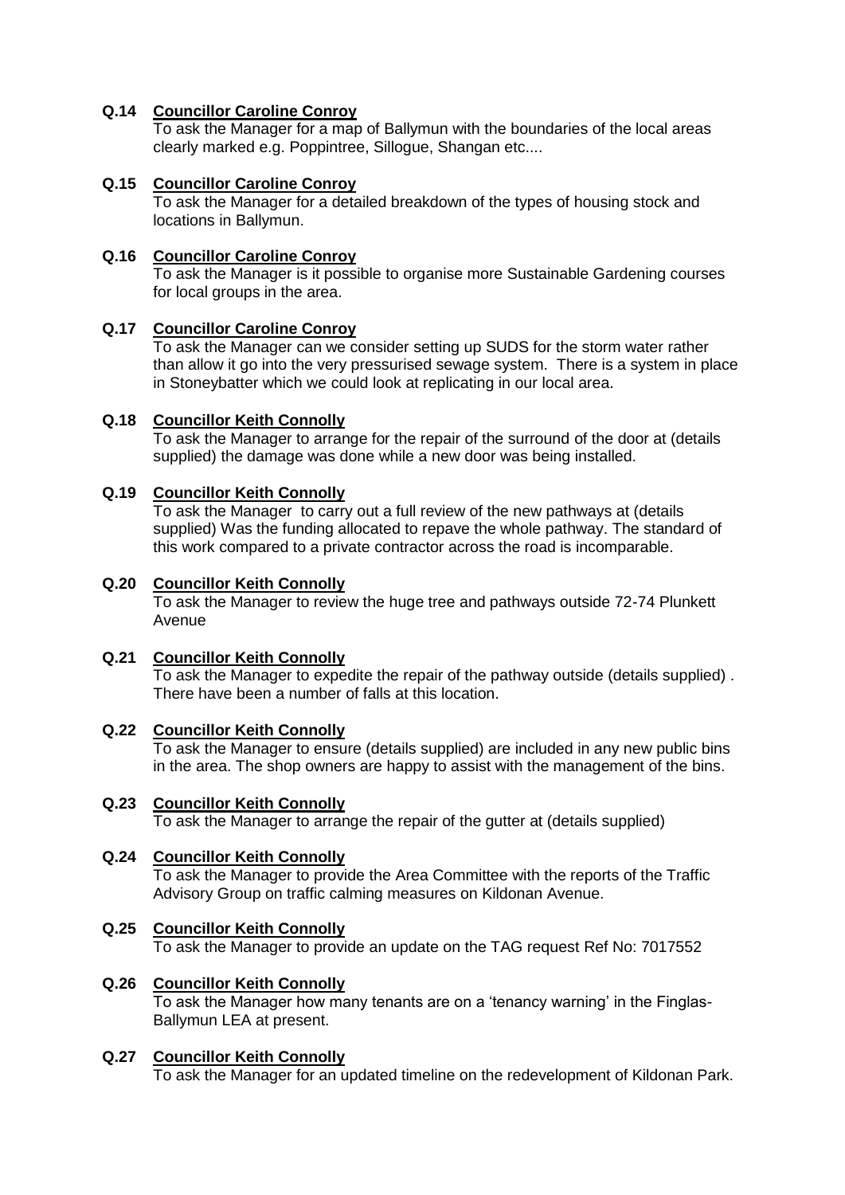**Q.14** **Councillor Caroline Conroy**

To ask the Manager for a map of Ballymun with the boundaries of the local areas clearly marked e.g. Poppintree, Sillogue, Shangan etc....

**Q.15** **Councillor Caroline Conroy**

To ask the Manager for a detailed breakdown of the types of housing stock and locations in Ballymun.

**Q.16** **Councillor Caroline Conroy**

To ask the Manager is it possible to organise more Sustainable Gardening courses for local groups in the area.

**Q.17** **Councillor Caroline Conroy**

To ask the Manager can we consider setting up SUDS for the storm water rather than allow it go into the very pressurised sewage system. There is a system in place in Stoneybatter which we could look at replicating in our local area.

**Q.18** **Councillor Keith Connolly**

To ask the Manager to arrange for the repair of the surround of the door at (details supplied) the damage was done while a new door was being installed.

**Q.19** **Councillor Keith Connolly**

To ask the Manager to carry out a full review of the new pathways at (details supplied) Was the funding allocated to repave the whole pathway. The standard of this work compared to a private contractor across the road is incomparable.

**Q.20** **Councillor Keith Connolly**

To ask the Manager to review the huge tree and pathways outside 72-74 Plunkett Avenue

**Q.21** **Councillor Keith Connolly**

To ask the Manager to expedite the repair of the pathway outside (details supplied) . There have been a number of falls at this location.

**Q.22** **Councillor Keith Connolly**

To ask the Manager to ensure (details supplied) are included in any new public bins in the area. The shop owners are happy to assist with the management of the bins.

**Q.23** **Councillor Keith Connolly**

To ask the Manager to arrange the repair of the gutter at (details supplied)

**Q.24** **Councillor Keith Connolly**

To ask the Manager to provide the Area Committee with the reports of the Traffic Advisory Group on traffic calming measures on Kildonan Avenue.

**Q.25** **Councillor Keith Connolly**

To ask the Manager to provide an update on the TAG request Ref No: 7017552

**Q.26** **Councillor Keith Connolly**

To ask the Manager how many tenants are on a 'tenancy warning' in the Finglas-Ballymun LEA at present.

**Q.27** **Councillor Keith Connolly**

To ask the Manager for an updated timeline on the redevelopment of Kildonan Park.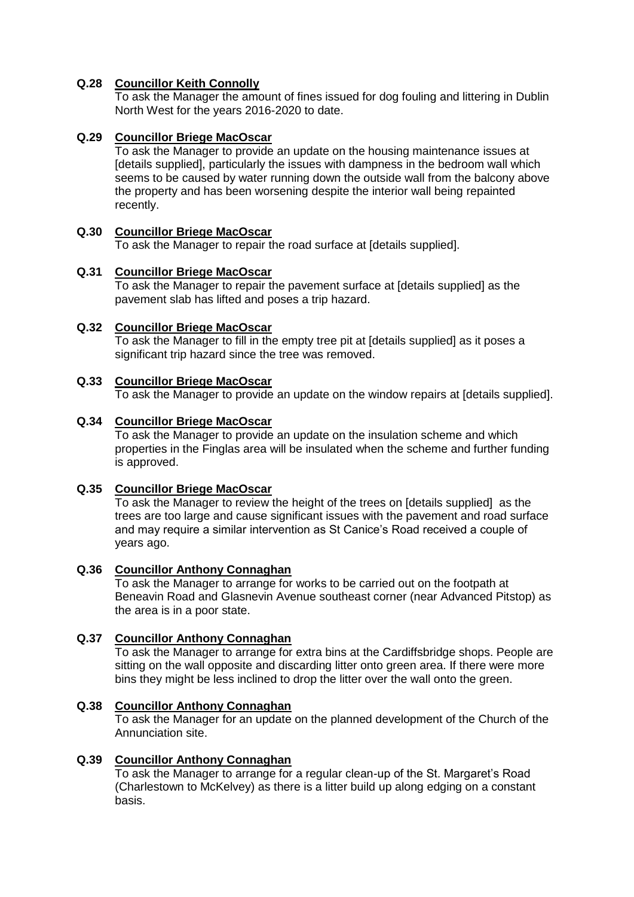**Q.28 Councillor Keith Connolly**

To ask the Manager the amount of fines issued for dog fouling and littering in Dublin North West for the years 2016-2020 to date.

**Q.29 Councillor Briege MacOscar**

To ask the Manager to provide an update on the housing maintenance issues at [details supplied], particularly the issues with dampness in the bedroom wall which seems to be caused by water running down the outside wall from the balcony above the property and has been worsening despite the interior wall being repainted recently.

**Q.30 Councillor Briege MacOscar**

To ask the Manager to repair the road surface at [details supplied].

**Q.31 Councillor Briege MacOscar**

To ask the Manager to repair the pavement surface at [details supplied] as the pavement slab has lifted and poses a trip hazard.

**Q.32 Councillor Briege MacOscar**

To ask the Manager to fill in the empty tree pit at [details supplied] as it poses a significant trip hazard since the tree was removed.

**Q.33 Councillor Briege MacOscar**

To ask the Manager to provide an update on the window repairs at [details supplied].

**Q.34 Councillor Briege MacOscar**

To ask the Manager to provide an update on the insulation scheme and which properties in the Finglas area will be insulated when the scheme and further funding is approved.

**Q.35 Councillor Briege MacOscar**

To ask the Manager to review the height of the trees on [details supplied] as the trees are too large and cause significant issues with the pavement and road surface and may require a similar intervention as St Canice's Road received a couple of years ago.

**Q.36 Councillor Anthony Connaghan**

To ask the Manager to arrange for works to be carried out on the footpath at Beneavin Road and Glasnevin Avenue southeast corner (near Advanced Pitstop) as the area is in a poor state.

**Q.37 Councillor Anthony Connaghan**

To ask the Manager to arrange for extra bins at the Cardiffsbridge shops. People are sitting on the wall opposite and discarding litter onto green area. If there were more bins they might be less inclined to drop the litter over the wall onto the green.

**Q.38 Councillor Anthony Connaghan**

To ask the Manager for an update on the planned development of the Church of the Annunciation site.

**Q.39 Councillor Anthony Connaghan**

To ask the Manager to arrange for a regular clean-up of the St. Margaret's Road (Charlestown to McKelvey) as there is a litter build up along edging on a constant basis.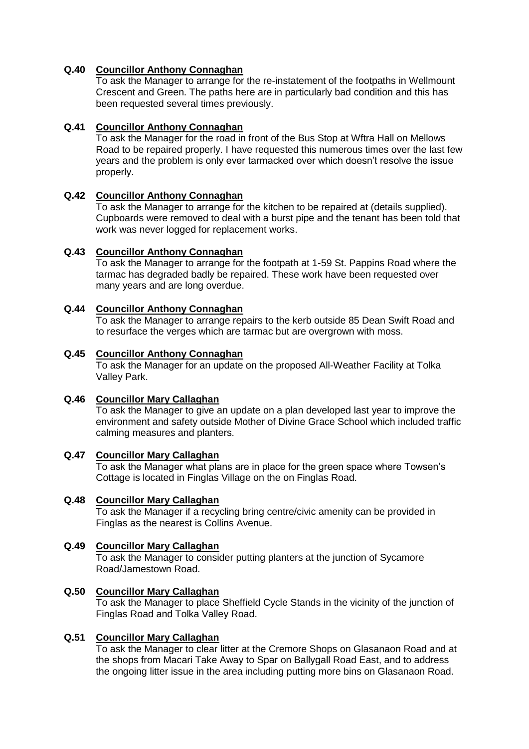**Q.40** **Councillor Anthony Connaghan**

To ask the Manager to arrange for the re-instatement of the footpaths in Wellmount Crescent and Green. The paths here are in particularly bad condition and this has been requested several times previously.

**Q.41** **Councillor Anthony Connaghan**

To ask the Manager for the road in front of the Bus Stop at Wftra Hall on Mellows Road to be repaired properly. I have requested this numerous times over the last few years and the problem is only ever tarmacked over which doesn't resolve the issue properly.

**Q.42** **Councillor Anthony Connaghan**

To ask the Manager to arrange for the kitchen to be repaired at (details supplied). Cupboards were removed to deal with a burst pipe and the tenant has been told that work was never logged for replacement works.

**Q.43** **Councillor Anthony Connaghan**

To ask the Manager to arrange for the footpath at 1-59 St. Pappins Road where the tarmac has degraded badly be repaired. These work have been requested over many years and are long overdue.

**Q.44** **Councillor Anthony Connaghan**

To ask the Manager to arrange repairs to the kerb outside 85 Dean Swift Road and to resurface the verges which are tarmac but are overgrown with moss.

**Q.45** **Councillor Anthony Connaghan**

To ask the Manager for an update on the proposed All-Weather Facility at Tolka Valley Park.

**Q.46** **Councillor Mary Callaghan**

To ask the Manager to give an update on a plan developed last year to improve the environment and safety outside Mother of Divine Grace School which included traffic calming measures and planters.

**Q.47** **Councillor Mary Callaghan**

To ask the Manager what plans are in place for the green space where Towsen's Cottage is located in Finglas Village on the on Finglas Road.

**Q.48** **Councillor Mary Callaghan**

To ask the Manager if a recycling bring centre/civic amenity can be provided in Finglas as the nearest is Collins Avenue.

**Q.49** **Councillor Mary Callaghan**

To ask the Manager to consider putting planters at the junction of Sycamore Road/Jamestown Road.

**Q.50** **Councillor Mary Callaghan**

To ask the Manager to place Sheffield Cycle Stands in the vicinity of the junction of Finglas Road and Tolka Valley Road.

**Q.51** **Councillor Mary Callaghan**

To ask the Manager to clear litter at the Cremore Shops on Glasanaon Road and at the shops from Macari Take Away to Spar on Ballygall Road East, and to address the ongoing litter issue in the area including putting more bins on Glasanaon Road.